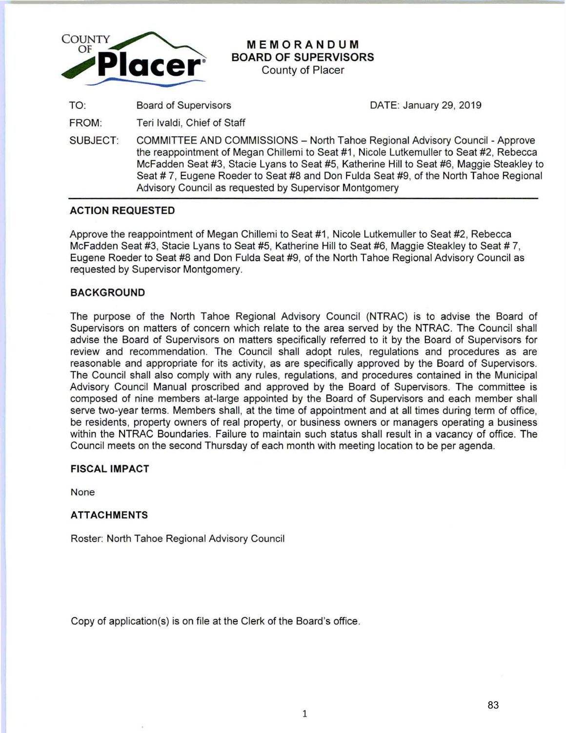COUNTY OF Placer

**MEMORANDUM**
**BOARD OF SUPERVISORS**
County of Placer

TO: Board of Supervisors DATE: January 29, 2019

FROM: Teri Ivaldi, Chief of Staff

SUBJECT: COMMITTEE AND COMMISSIONS – North Tahoe Regional Advisory Council - Approve the reappointment of Megan Chillemi to Seat #1, Nicole Lutkemuller to Seat #2, Rebecca McFadden Seat #3, Stacie Lyans to Seat #5, Katherine Hill to Seat #6, Maggie Steakley to Seat # 7, Eugene Roeder to Seat #8 and Don Fulda Seat #9, of the North Tahoe Regional Advisory Council as requested by Supervisor Montgomery

## ACTION REQUESTED

Approve the reappointment of Megan Chillemi to Seat #1, Nicole Lutkemuller to Seat #2, Rebecca McFadden Seat #3, Stacie Lyans to Seat #5, Katherine Hill to Seat #6, Maggie Steakley to Seat # 7, Eugene Roeder to Seat #8 and Don Fulda Seat #9, of the North Tahoe Regional Advisory Council as requested by Supervisor Montgomery.

## BACKGROUND

The purpose of the North Tahoe Regional Advisory Council (NTRAC) is to advise the Board of Supervisors on matters of concern which relate to the area served by the NTRAC. The Council shall advise the Board of Supervisors on matters specifically referred to it by the Board of Supervisors for review and recommendation. The Council shall adopt rules, regulations and procedures as are reasonable and appropriate for its activity, as are specifically approved by the Board of Supervisors. The Council shall also comply with any rules, regulations, and procedures contained in the Municipal Advisory Council Manual proscribed and approved by the Board of Supervisors. The committee is composed of nine members at-large appointed by the Board of Supervisors and each member shall serve two-year terms. Members shall, at the time of appointment and at all times during term of office, be residents, property owners of real property, or business owners or managers operating a business within the NTRAC Boundaries. Failure to maintain such status shall result in a vacancy of office. The Council meets on the second Thursday of each month with meeting location to be per agenda.

## FISCAL IMPACT

None

## ATTACHMENTS

Roster: North Tahoe Regional Advisory Council

Copy of application(s) is on file at the Clerk of the Board's office.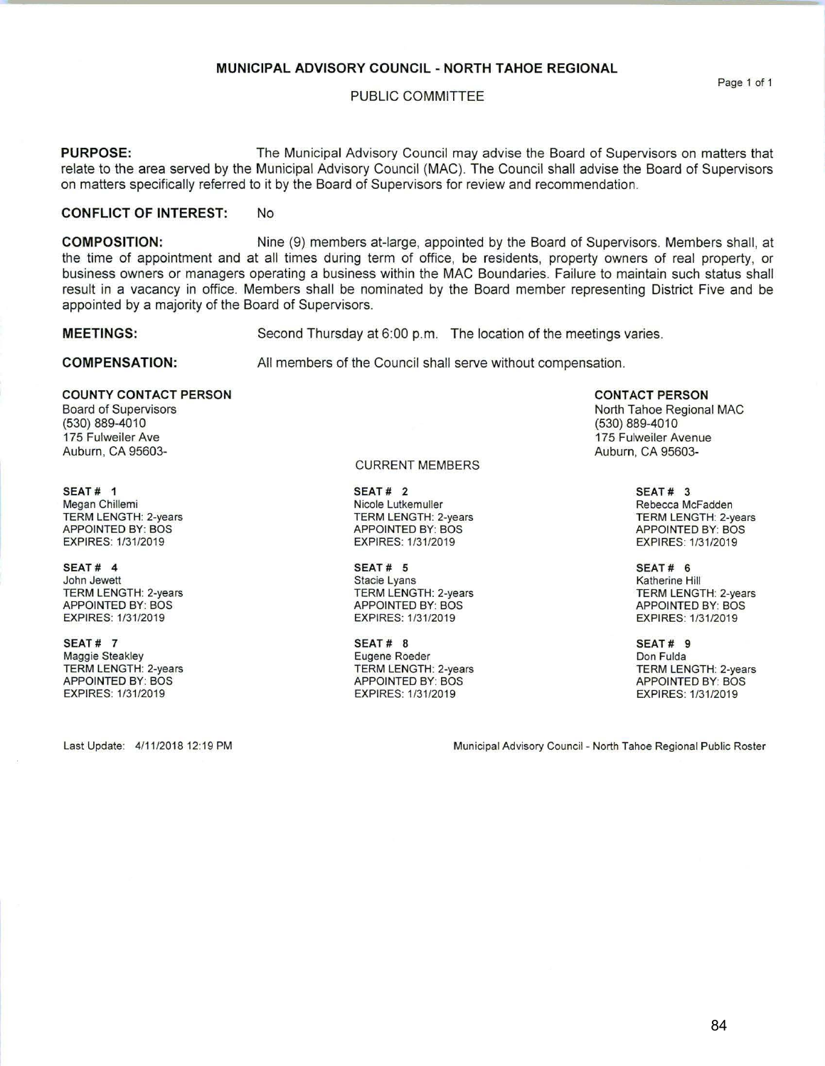# MUNICIPAL ADVISORY COUNCIL - NORTH TAHOE REGIONAL

## PUBLIC COMMITTEE

**PURPOSE:** The Municipal Advisory Council may advise the Board of Supervisors on matters that relate to the area served by the Municipal Advisory Council (MAC). The Council shall advise the Board of Supervisors on matters specifically referred to it by the Board of Supervisors for review and recommendation.

**CONFLICT OF INTEREST:** No

**COMPOSITION:** Nine (9) members at-large, appointed by the Board of Supervisors. Members shall, at the time of appointment and at all times during term of office, be residents, property owners of real property, or business owners or managers operating a business within the MAC Boundaries. Failure to maintain such status shall result in a vacancy in office. Members shall be nominated by the Board member representing District Five and be appointed by a majority of the Board of Supervisors.

**MEETINGS:** Second Thursday at 6:00 p.m. The location of the meetings varies.

**COMPENSATION:** All members of the Council shall serve without compensation.

**COUNTY CONTACT PERSON**
Board of Supervisors
(530) 889-4010
175 Fulweiler Ave
Auburn, CA 95603-

**CONTACT PERSON**
North Tahoe Regional MAC
(530) 889-4010
175 Fulweiler Avenue
Auburn, CA 95603-

CURRENT MEMBERS

**SEAT # 1**
Megan Chillemi
TERM LENGTH: 2-years
APPOINTED BY: BOS
EXPIRES: 1/31/2019

**SEAT # 2**
Nicole Lutkemuller
TERM LENGTH: 2-years
APPOINTED BY: BOS
EXPIRES: 1/31/2019

**SEAT # 3**
Rebecca McFadden
TERM LENGTH: 2-years
APPOINTED BY: BOS
EXPIRES: 1/31/2019

**SEAT # 4**
John Jewett
TERM LENGTH: 2-years
APPOINTED BY: BOS
EXPIRES: 1/31/2019

**SEAT # 5**
Stacie Lyans
TERM LENGTH: 2-years
APPOINTED BY: BOS
EXPIRES: 1/31/2019

**SEAT # 6**
Katherine Hill
TERM LENGTH: 2-years
APPOINTED BY: BOS
EXPIRES: 1/31/2019

**SEAT # 7**
Maggie Steakley
TERM LENGTH: 2-years
APPOINTED BY: BOS
EXPIRES: 1/31/2019

**SEAT # 8**
Eugene Roeder
TERM LENGTH: 2-years
APPOINTED BY: BOS
EXPIRES: 1/31/2019

**SEAT # 9**
Don Fulda
TERM LENGTH: 2-years
APPOINTED BY: BOS
EXPIRES: 1/31/2019

Last Update: 4/11/2018 12:19 PM

Municipal Advisory Council - North Tahoe Regional Public Roster